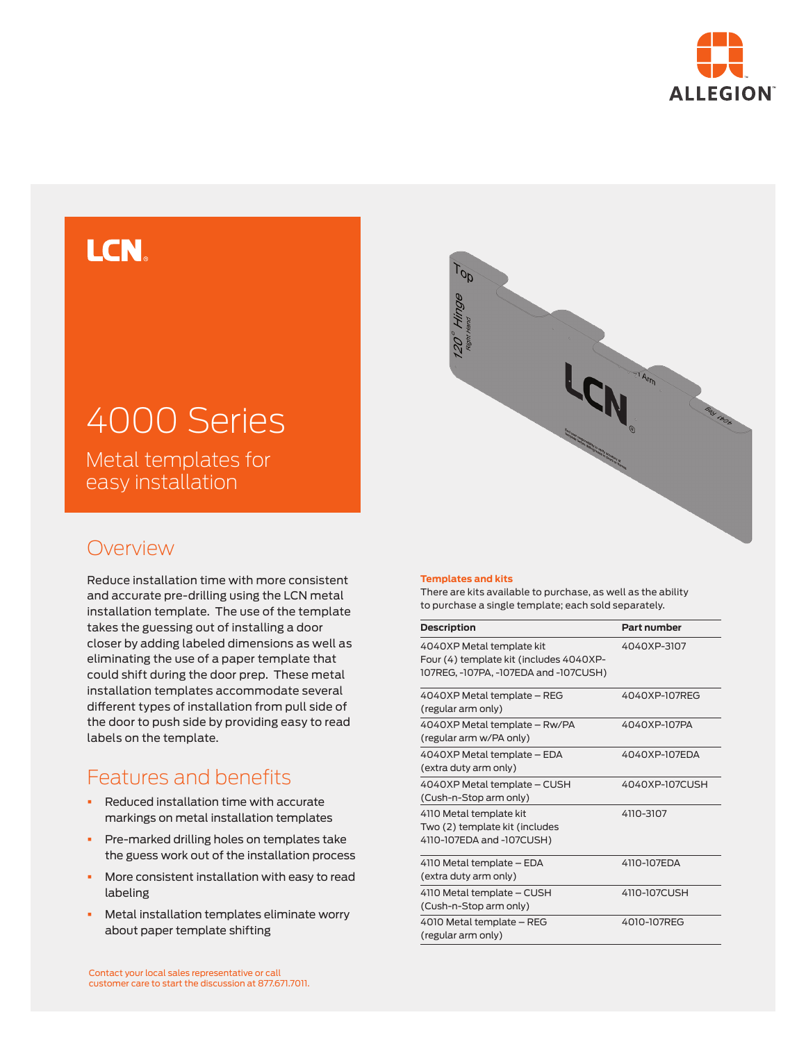LCN

# 4000 Series

Metal templates for easy installation

## Overview

Reduce installation time with more consistent and accurate pre-drilling using the LCN metal installation template. The use of the template takes the guessing out of installing a door closer by adding labeled dimensions as well as eliminating the use of a paper template that could shift during the door prep. These metal installation templates accommodate several different types of installation from pull side of the door to push side by providing easy to read labels on the template.

## Features and benefits

- Reduced installation time with accurate markings on metal installation templates
- Pre-marked drilling holes on templates take the guess work out of the installation process
- More consistent installation with easy to read labeling
- Metal installation templates eliminate worry about paper template shifting

Contact your local sales representative or call customer care to start the discussion at 877.671.7011.

**Templates and kits**

There are kits available to purchase, as well as the ability to purchase a single template; each sold separately.

| Description | Part number |
|---|---|
| 4040XP Metal template kit<br>Four (4) template kit (includes 4040XP-107REG, -107PA, -107EDA and -107CUSH) | 4040XP-3107 |
| 4040XP Metal template – REG<br>(regular arm only) | 4040XP-107REG |
| 4040XP Metal template – Rw/PA<br>(regular arm w/PA only) | 4040XP-107PA |
| 4040XP Metal template – EDA<br>(extra duty arm only) | 4040XP-107EDA |
| 4040XP Metal template – CUSH<br>(Cush-n-Stop arm only) | 4040XP-107CUSH |
| 4110 Metal template kit<br>Two (2) template kit (includes 4110-107EDA and -107CUSH) | 4110-3107 |
| 4110 Metal template – EDA<br>(extra duty arm only) | 4110-107EDA |
| 4110 Metal template – CUSH<br>(Cush-n-Stop arm only) | 4110-107CUSH |
| 4010 Metal template – REG<br>(regular arm only) | 4010-107REG |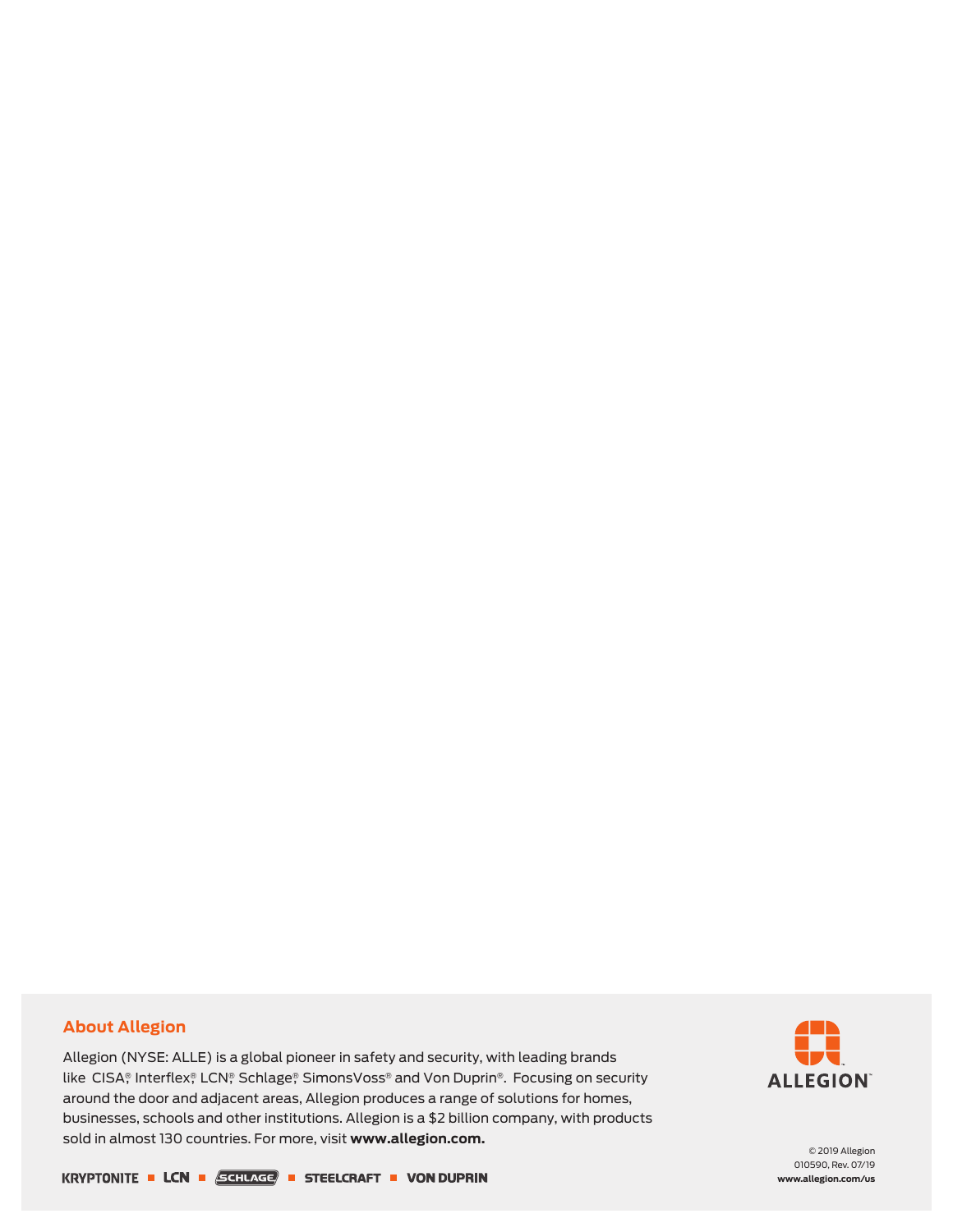## About Allegion

Allegion (NYSE: ALLE) is a global pioneer in safety and security, with leading brands like CISA®, Interflex®, LCN®, Schlage®, SimonsVoss® and Von Duprin®. Focusing on security around the door and adjacent areas, Allegion produces a range of solutions for homes, businesses, schools and other institutions. Allegion is a $2 billion company, with products sold in almost 130 countries. For more, visit **www.allegion.com.**

KRYPTONITE ■ LCN ■ SCHLAGE ■ STEELCRAFT ■ VON DUPRIN

ALLEGION™

© 2019 Allegion
010590, Rev. 07/19
**www.allegion.com/us**